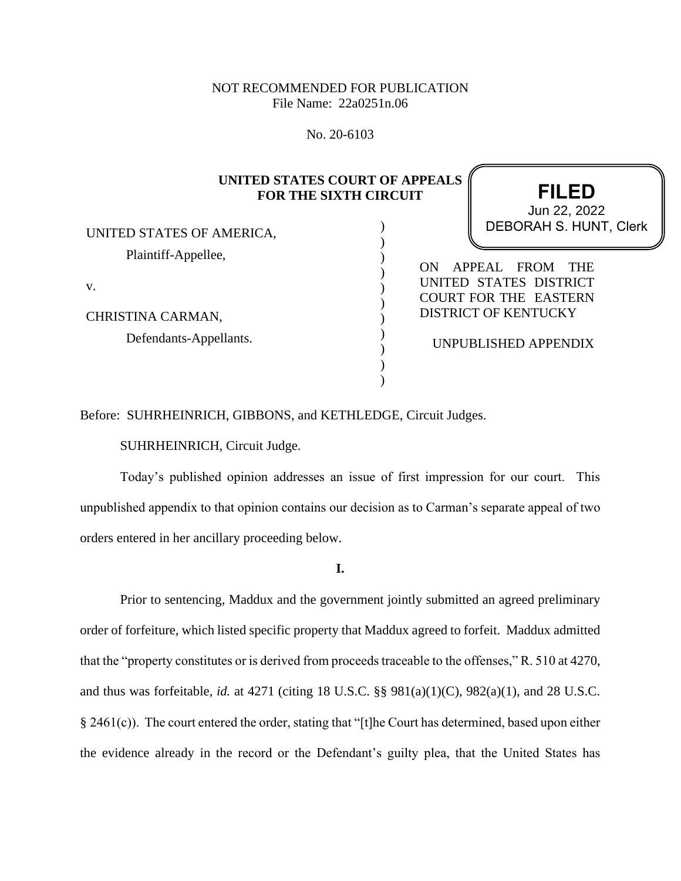NOT RECOMMENDED FOR PUBLICATION
File Name: 22a0251n.06

No. 20-6103

**UNITED STATES COURT OF APPEALS FOR THE SIXTH CIRCUIT**

**FILED**
Jun 22, 2022
DEBORAH S. HUNT, Clerk

UNITED STATES OF AMERICA,

Plaintiff-Appellee,

v.

CHRISTINA CARMAN,

Defendants-Appellants.

ON APPEAL FROM THE UNITED STATES DISTRICT COURT FOR THE EASTERN DISTRICT OF KENTUCKY

UNPUBLISHED APPENDIX

Before: SUHRHEINRICH, GIBBONS, and KETHLEDGE, Circuit Judges.

SUHRHEINRICH, Circuit Judge.

Today's published opinion addresses an issue of first impression for our court. This unpublished appendix to that opinion contains our decision as to Carman's separate appeal of two orders entered in her ancillary proceeding below.

**I.**

Prior to sentencing, Maddux and the government jointly submitted an agreed preliminary order of forfeiture, which listed specific property that Maddux agreed to forfeit. Maddux admitted that the "property constitutes or is derived from proceeds traceable to the offenses," R. 510 at 4270, and thus was forfeitable, *id.* at 4271 (citing 18 U.S.C. §§ 981(a)(1)(C), 982(a)(1), and 28 U.S.C. § 2461(c)). The court entered the order, stating that "[t]he Court has determined, based upon either the evidence already in the record or the Defendant's guilty plea, that the United States has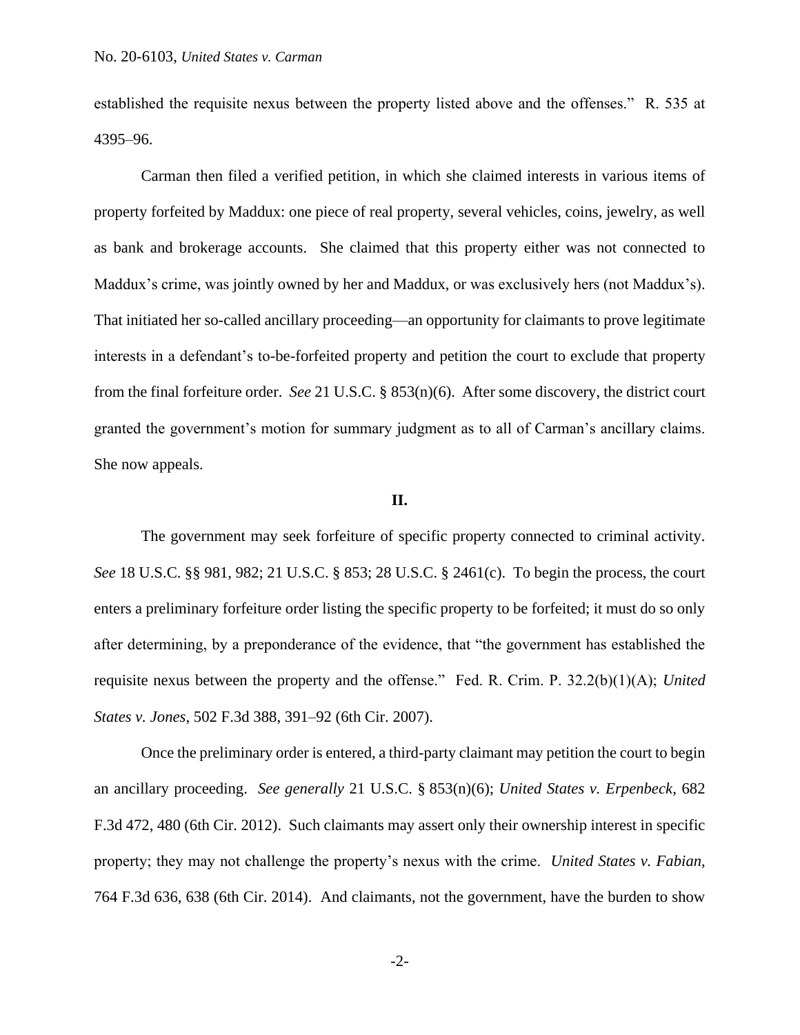established the requisite nexus between the property listed above and the offenses." R. 535 at 4395–96.

Carman then filed a verified petition, in which she claimed interests in various items of property forfeited by Maddux: one piece of real property, several vehicles, coins, jewelry, as well as bank and brokerage accounts. She claimed that this property either was not connected to Maddux's crime, was jointly owned by her and Maddux, or was exclusively hers (not Maddux's). That initiated her so-called ancillary proceeding—an opportunity for claimants to prove legitimate interests in a defendant's to-be-forfeited property and petition the court to exclude that property from the final forfeiture order. *See* 21 U.S.C. § 853(n)(6). After some discovery, the district court granted the government's motion for summary judgment as to all of Carman's ancillary claims. She now appeals.

## II.

The government may seek forfeiture of specific property connected to criminal activity. *See* 18 U.S.C. §§ 981, 982; 21 U.S.C. § 853; 28 U.S.C. § 2461(c). To begin the process, the court enters a preliminary forfeiture order listing the specific property to be forfeited; it must do so only after determining, by a preponderance of the evidence, that "the government has established the requisite nexus between the property and the offense." Fed. R. Crim. P. 32.2(b)(1)(A); *United States v. Jones*, 502 F.3d 388, 391–92 (6th Cir. 2007).

Once the preliminary order is entered, a third-party claimant may petition the court to begin an ancillary proceeding. *See generally* 21 U.S.C. § 853(n)(6); *United States v. Erpenbeck*, 682 F.3d 472, 480 (6th Cir. 2012). Such claimants may assert only their ownership interest in specific property; they may not challenge the property's nexus with the crime. *United States v. Fabian*, 764 F.3d 636, 638 (6th Cir. 2014). And claimants, not the government, have the burden to show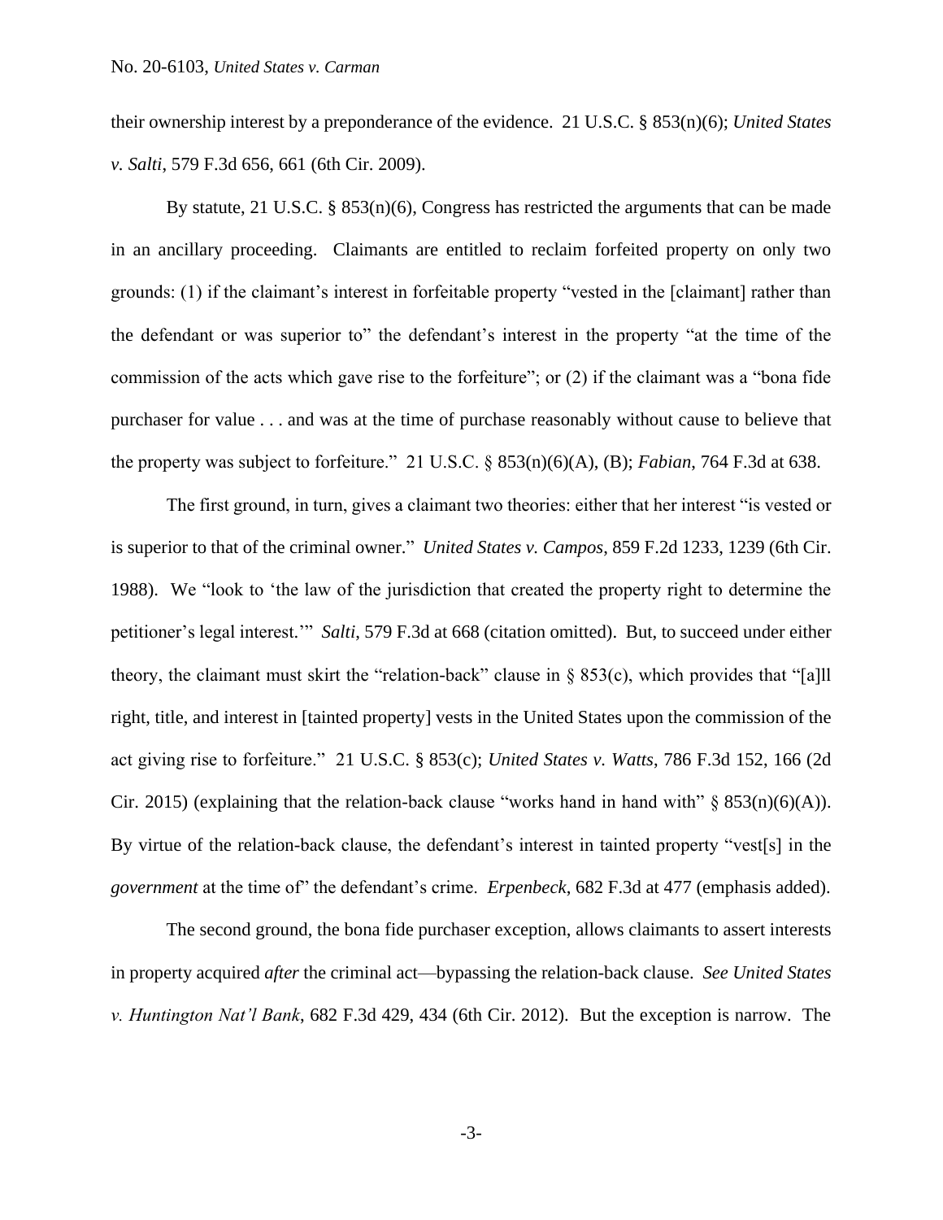their ownership interest by a preponderance of the evidence. 21 U.S.C. § 853(n)(6); *United States v. Salti*, 579 F.3d 656, 661 (6th Cir. 2009).

By statute, 21 U.S.C. § 853(n)(6), Congress has restricted the arguments that can be made in an ancillary proceeding. Claimants are entitled to reclaim forfeited property on only two grounds: (1) if the claimant's interest in forfeitable property "vested in the [claimant] rather than the defendant or was superior to" the defendant's interest in the property "at the time of the commission of the acts which gave rise to the forfeiture"; or (2) if the claimant was a "bona fide purchaser for value . . . and was at the time of purchase reasonably without cause to believe that the property was subject to forfeiture." 21 U.S.C. § 853(n)(6)(A), (B); *Fabian*, 764 F.3d at 638.

The first ground, in turn, gives a claimant two theories: either that her interest "is vested or is superior to that of the criminal owner." *United States v. Campos*, 859 F.2d 1233, 1239 (6th Cir. 1988). We "look to 'the law of the jurisdiction that created the property right to determine the petitioner's legal interest.'" *Salti*, 579 F.3d at 668 (citation omitted). But, to succeed under either theory, the claimant must skirt the "relation-back" clause in § 853(c), which provides that "[a]ll right, title, and interest in [tainted property] vests in the United States upon the commission of the act giving rise to forfeiture." 21 U.S.C. § 853(c); *United States v. Watts*, 786 F.3d 152, 166 (2d Cir. 2015) (explaining that the relation-back clause "works hand in hand with" § 853(n)(6)(A)). By virtue of the relation-back clause, the defendant's interest in tainted property "vest[s] in the *government* at the time of" the defendant's crime. *Erpenbeck*, 682 F.3d at 477 (emphasis added).

The second ground, the bona fide purchaser exception, allows claimants to assert interests in property acquired *after* the criminal act—bypassing the relation-back clause. *See United States v. Huntington Nat'l Bank*, 682 F.3d 429, 434 (6th Cir. 2012). But the exception is narrow. The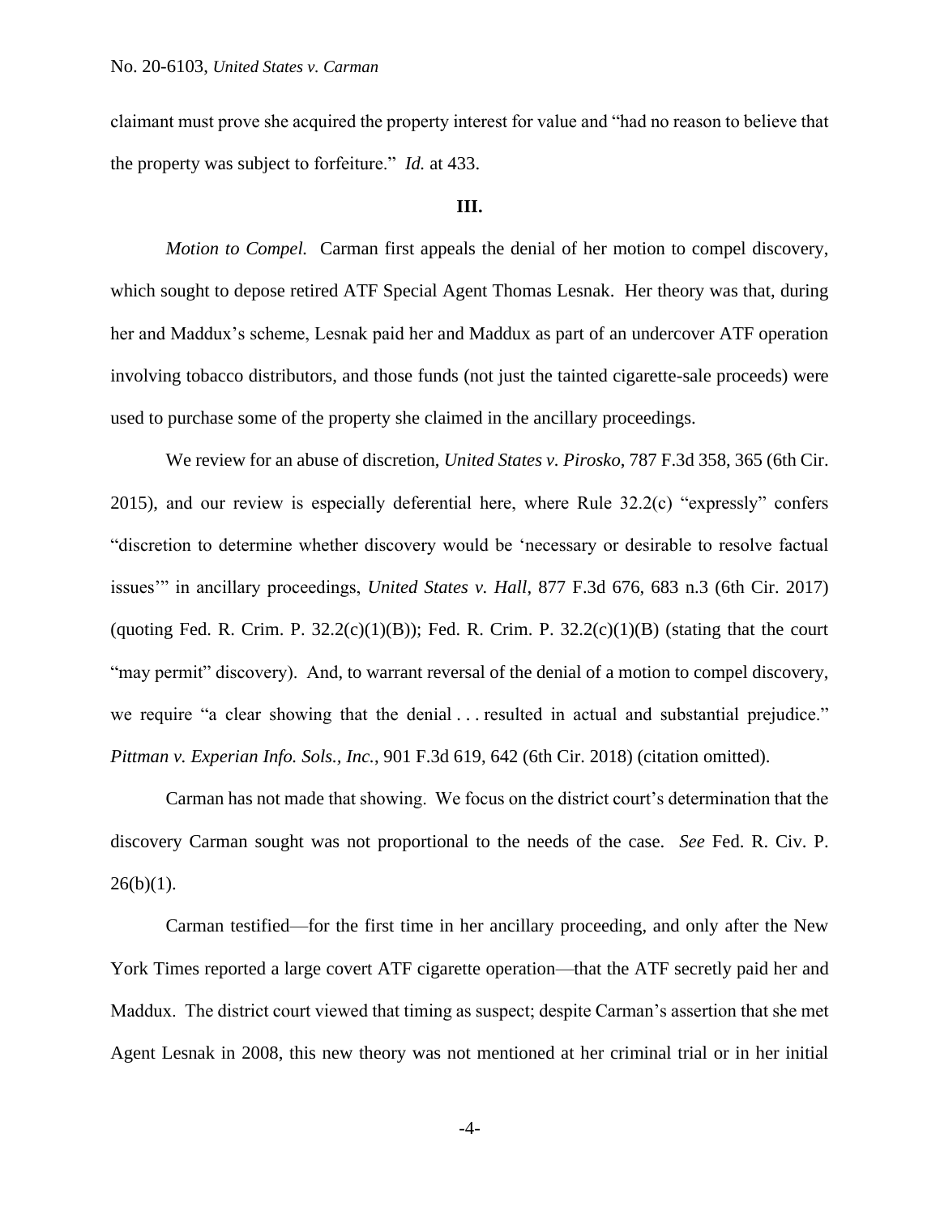claimant must prove she acquired the property interest for value and "had no reason to believe that the property was subject to forfeiture." *Id.* at 433.

## III.

*Motion to Compel.* Carman first appeals the denial of her motion to compel discovery, which sought to depose retired ATF Special Agent Thomas Lesnak. Her theory was that, during her and Maddux's scheme, Lesnak paid her and Maddux as part of an undercover ATF operation involving tobacco distributors, and those funds (not just the tainted cigarette-sale proceeds) were used to purchase some of the property she claimed in the ancillary proceedings.

We review for an abuse of discretion, *United States v. Pirosko*, 787 F.3d 358, 365 (6th Cir. 2015), and our review is especially deferential here, where Rule 32.2(c) "expressly" confers "discretion to determine whether discovery would be 'necessary or desirable to resolve factual issues'" in ancillary proceedings, *United States v. Hall*, 877 F.3d 676, 683 n.3 (6th Cir. 2017) (quoting Fed. R. Crim. P. 32.2(c)(1)(B)); Fed. R. Crim. P. 32.2(c)(1)(B) (stating that the court "may permit" discovery). And, to warrant reversal of the denial of a motion to compel discovery, we require "a clear showing that the denial . . . resulted in actual and substantial prejudice." *Pittman v. Experian Info. Sols., Inc.*, 901 F.3d 619, 642 (6th Cir. 2018) (citation omitted).

Carman has not made that showing. We focus on the district court's determination that the discovery Carman sought was not proportional to the needs of the case. *See* Fed. R. Civ. P. 26(b)(1).

Carman testified—for the first time in her ancillary proceeding, and only after the New York Times reported a large covert ATF cigarette operation—that the ATF secretly paid her and Maddux. The district court viewed that timing as suspect; despite Carman's assertion that she met Agent Lesnak in 2008, this new theory was not mentioned at her criminal trial or in her initial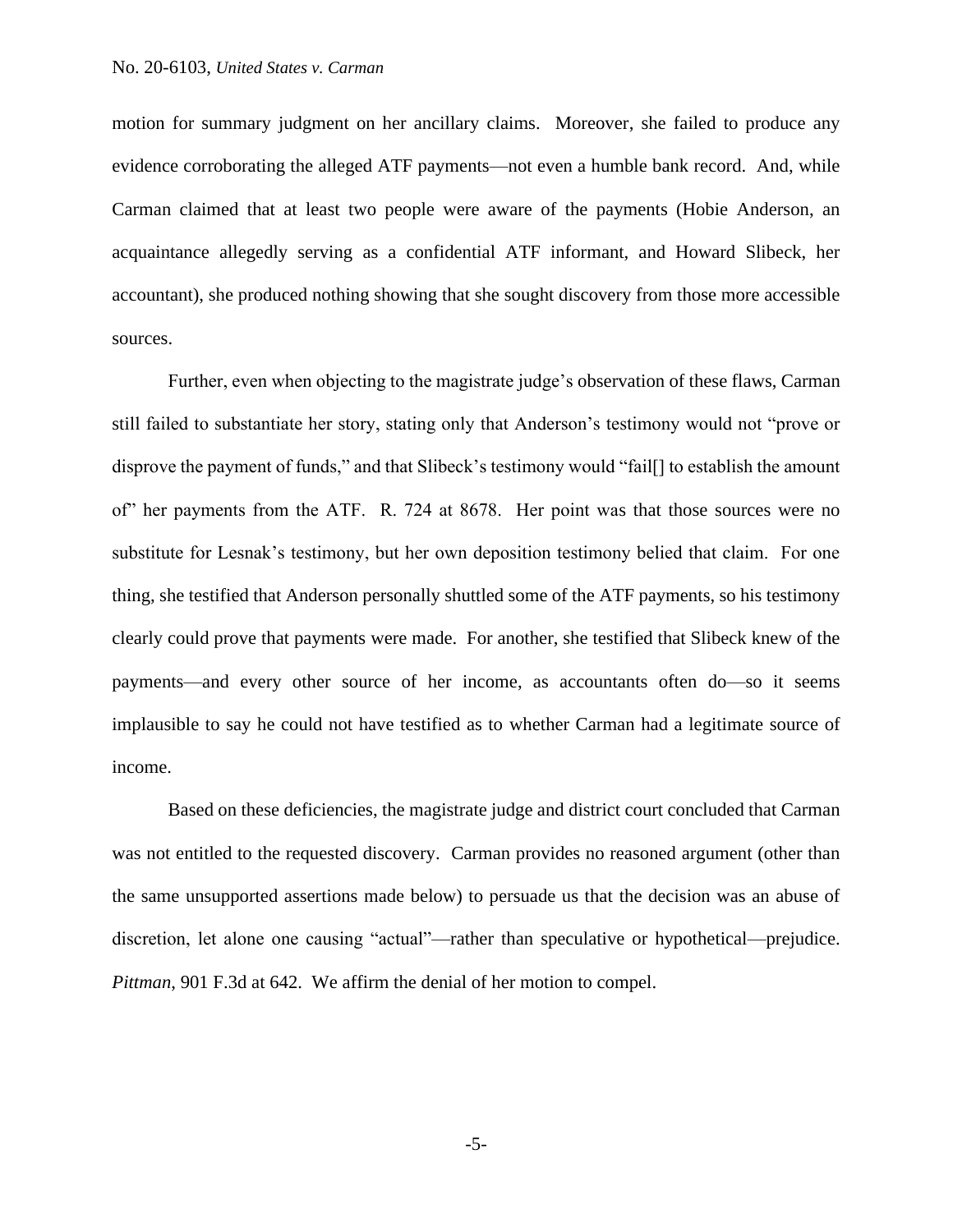motion for summary judgment on her ancillary claims. Moreover, she failed to produce any evidence corroborating the alleged ATF payments—not even a humble bank record. And, while Carman claimed that at least two people were aware of the payments (Hobie Anderson, an acquaintance allegedly serving as a confidential ATF informant, and Howard Slibeck, her accountant), she produced nothing showing that she sought discovery from those more accessible sources.

Further, even when objecting to the magistrate judge's observation of these flaws, Carman still failed to substantiate her story, stating only that Anderson's testimony would not "prove or disprove the payment of funds," and that Slibeck's testimony would "fail[] to establish the amount of" her payments from the ATF. R. 724 at 8678. Her point was that those sources were no substitute for Lesnak's testimony, but her own deposition testimony belied that claim. For one thing, she testified that Anderson personally shuttled some of the ATF payments, so his testimony clearly could prove that payments were made. For another, she testified that Slibeck knew of the payments—and every other source of her income, as accountants often do—so it seems implausible to say he could not have testified as to whether Carman had a legitimate source of income.

Based on these deficiencies, the magistrate judge and district court concluded that Carman was not entitled to the requested discovery. Carman provides no reasoned argument (other than the same unsupported assertions made below) to persuade us that the decision was an abuse of discretion, let alone one causing "actual"—rather than speculative or hypothetical—prejudice. *Pittman*, 901 F.3d at 642. We affirm the denial of her motion to compel.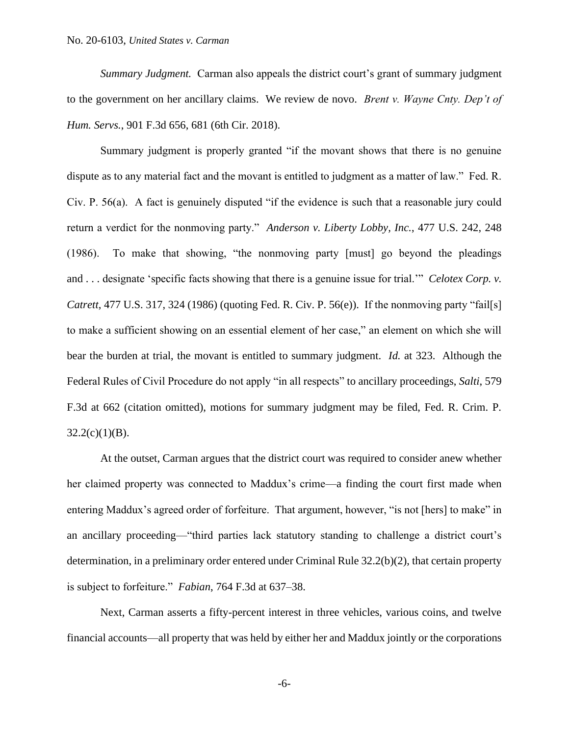*Summary Judgment.* Carman also appeals the district court's grant of summary judgment to the government on her ancillary claims. We review de novo. *Brent v. Wayne Cnty. Dep't of Hum. Servs.*, 901 F.3d 656, 681 (6th Cir. 2018).

Summary judgment is properly granted "if the movant shows that there is no genuine dispute as to any material fact and the movant is entitled to judgment as a matter of law." Fed. R. Civ. P. 56(a). A fact is genuinely disputed "if the evidence is such that a reasonable jury could return a verdict for the nonmoving party." *Anderson v. Liberty Lobby, Inc.*, 477 U.S. 242, 248 (1986). To make that showing, "the nonmoving party [must] go beyond the pleadings and . . . designate 'specific facts showing that there is a genuine issue for trial.'" *Celotex Corp. v. Catrett*, 477 U.S. 317, 324 (1986) (quoting Fed. R. Civ. P. 56(e)). If the nonmoving party "fail[s] to make a sufficient showing on an essential element of her case," an element on which she will bear the burden at trial, the movant is entitled to summary judgment. *Id.* at 323. Although the Federal Rules of Civil Procedure do not apply "in all respects" to ancillary proceedings, *Salti*, 579 F.3d at 662 (citation omitted), motions for summary judgment may be filed, Fed. R. Crim. P. 32.2(c)(1)(B).

At the outset, Carman argues that the district court was required to consider anew whether her claimed property was connected to Maddux's crime—a finding the court first made when entering Maddux's agreed order of forfeiture. That argument, however, "is not [hers] to make" in an ancillary proceeding—"third parties lack statutory standing to challenge a district court's determination, in a preliminary order entered under Criminal Rule 32.2(b)(2), that certain property is subject to forfeiture." *Fabian*, 764 F.3d at 637–38.

Next, Carman asserts a fifty-percent interest in three vehicles, various coins, and twelve financial accounts—all property that was held by either her and Maddux jointly or the corporations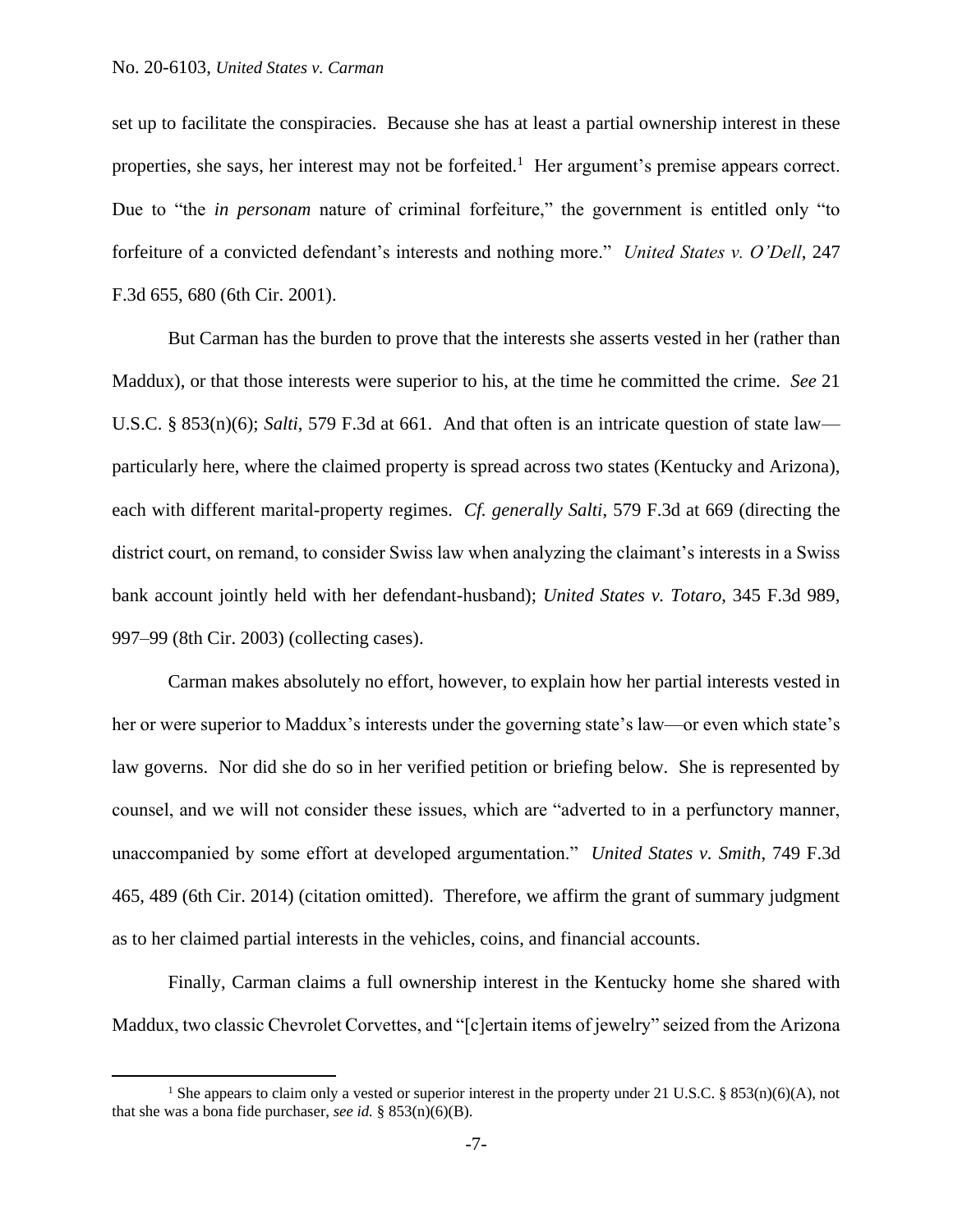set up to facilitate the conspiracies. Because she has at least a partial ownership interest in these properties, she says, her interest may not be forfeited.[1] Her argument's premise appears correct. Due to "the *in personam* nature of criminal forfeiture," the government is entitled only "to forfeiture of a convicted defendant's interests and nothing more." *United States v. O'Dell*, 247 F.3d 655, 680 (6th Cir. 2001).

But Carman has the burden to prove that the interests she asserts vested in her (rather than Maddux), or that those interests were superior to his, at the time he committed the crime. *See* 21 U.S.C. § 853(n)(6); *Salti*, 579 F.3d at 661. And that often is an intricate question of state law—particularly here, where the claimed property is spread across two states (Kentucky and Arizona), each with different marital-property regimes. *Cf. generally Salti*, 579 F.3d at 669 (directing the district court, on remand, to consider Swiss law when analyzing the claimant's interests in a Swiss bank account jointly held with her defendant-husband); *United States v. Totaro*, 345 F.3d 989, 997–99 (8th Cir. 2003) (collecting cases).

Carman makes absolutely no effort, however, to explain how her partial interests vested in her or were superior to Maddux's interests under the governing state's law—or even which state's law governs. Nor did she do so in her verified petition or briefing below. She is represented by counsel, and we will not consider these issues, which are "adverted to in a perfunctory manner, unaccompanied by some effort at developed argumentation." *United States v. Smith*, 749 F.3d 465, 489 (6th Cir. 2014) (citation omitted). Therefore, we affirm the grant of summary judgment as to her claimed partial interests in the vehicles, coins, and financial accounts.

Finally, Carman claims a full ownership interest in the Kentucky home she shared with Maddux, two classic Chevrolet Corvettes, and "[c]ertain items of jewelry" seized from the Arizona

[1] She appears to claim only a vested or superior interest in the property under 21 U.S.C. § 853(n)(6)(A), not that she was a bona fide purchaser, *see id.* § 853(n)(6)(B).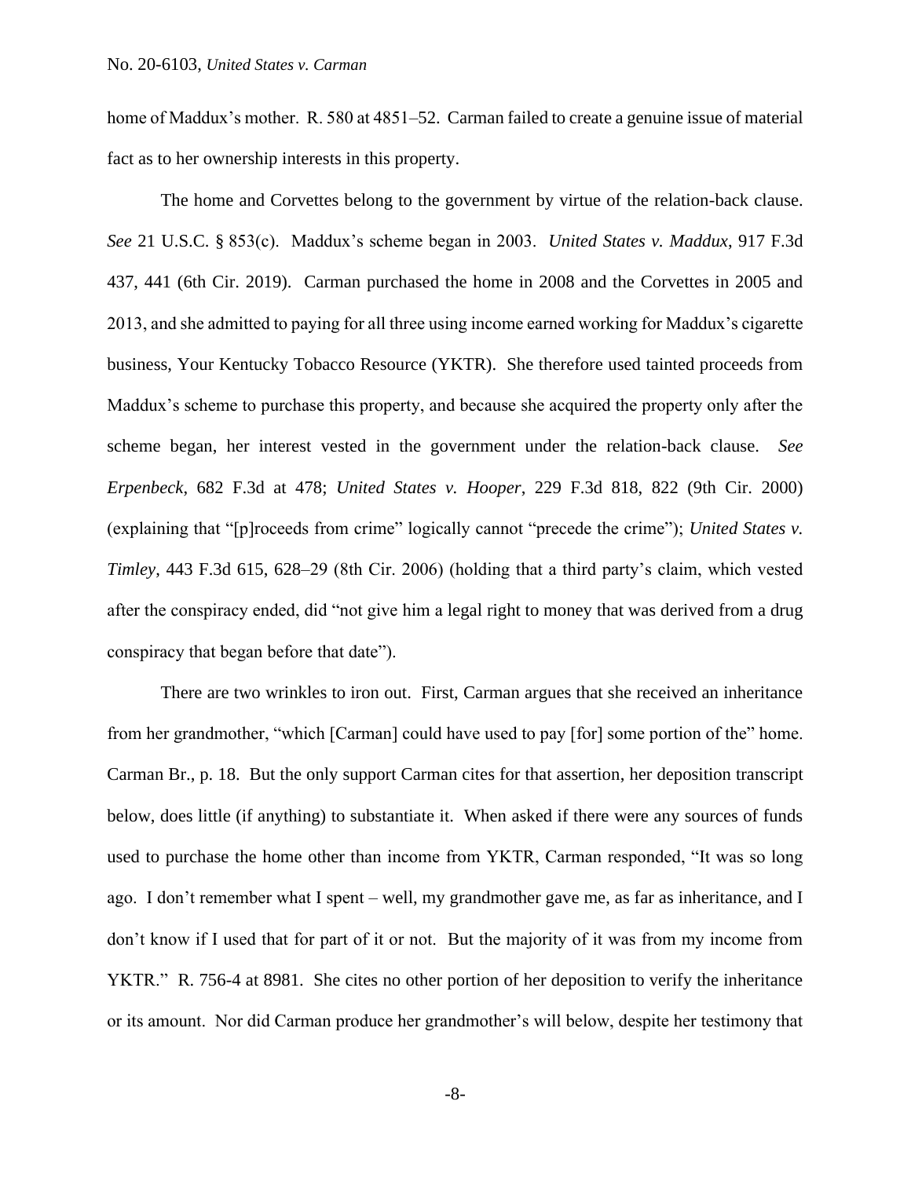home of Maddux's mother. R. 580 at 4851–52. Carman failed to create a genuine issue of material fact as to her ownership interests in this property.

The home and Corvettes belong to the government by virtue of the relation-back clause. *See* 21 U.S.C. § 853(c). Maddux's scheme began in 2003. *United States v. Maddux*, 917 F.3d 437, 441 (6th Cir. 2019). Carman purchased the home in 2008 and the Corvettes in 2005 and 2013, and she admitted to paying for all three using income earned working for Maddux's cigarette business, Your Kentucky Tobacco Resource (YKTR). She therefore used tainted proceeds from Maddux's scheme to purchase this property, and because she acquired the property only after the scheme began, her interest vested in the government under the relation-back clause. *See Erpenbeck*, 682 F.3d at 478; *United States v. Hooper*, 229 F.3d 818, 822 (9th Cir. 2000) (explaining that "[p]roceeds from crime" logically cannot "precede the crime"); *United States v. Timley*, 443 F.3d 615, 628–29 (8th Cir. 2006) (holding that a third party's claim, which vested after the conspiracy ended, did "not give him a legal right to money that was derived from a drug conspiracy that began before that date").

There are two wrinkles to iron out. First, Carman argues that she received an inheritance from her grandmother, "which [Carman] could have used to pay [for] some portion of the" home. Carman Br., p. 18. But the only support Carman cites for that assertion, her deposition transcript below, does little (if anything) to substantiate it. When asked if there were any sources of funds used to purchase the home other than income from YKTR, Carman responded, "It was so long ago. I don't remember what I spent – well, my grandmother gave me, as far as inheritance, and I don't know if I used that for part of it or not. But the majority of it was from my income from YKTR." R. 756-4 at 8981. She cites no other portion of her deposition to verify the inheritance or its amount. Nor did Carman produce her grandmother's will below, despite her testimony that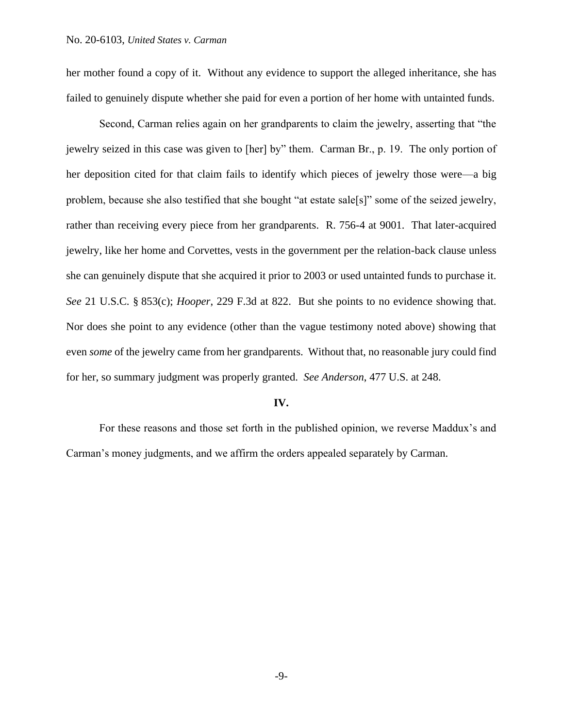her mother found a copy of it. Without any evidence to support the alleged inheritance, she has failed to genuinely dispute whether she paid for even a portion of her home with untainted funds.

Second, Carman relies again on her grandparents to claim the jewelry, asserting that "the jewelry seized in this case was given to [her] by" them. Carman Br., p. 19. The only portion of her deposition cited for that claim fails to identify which pieces of jewelry those were—a big problem, because she also testified that she bought "at estate sale[s]" some of the seized jewelry, rather than receiving every piece from her grandparents. R. 756-4 at 9001. That later-acquired jewelry, like her home and Corvettes, vests in the government per the relation-back clause unless she can genuinely dispute that she acquired it prior to 2003 or used untainted funds to purchase it. *See* 21 U.S.C. § 853(c); *Hooper*, 229 F.3d at 822. But she points to no evidence showing that. Nor does she point to any evidence (other than the vague testimony noted above) showing that even *some* of the jewelry came from her grandparents. Without that, no reasonable jury could find for her, so summary judgment was properly granted. *See Anderson*, 477 U.S. at 248.

**IV.**

For these reasons and those set forth in the published opinion, we reverse Maddux's and Carman's money judgments, and we affirm the orders appealed separately by Carman.